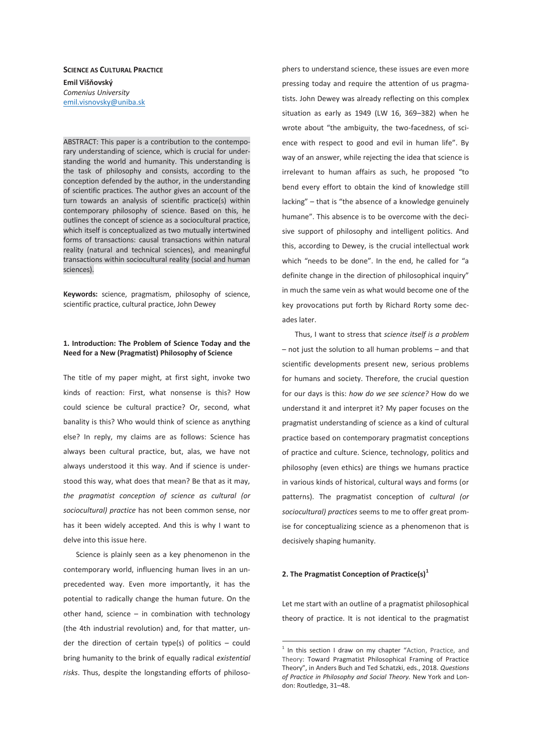# SCIENCE AS CULTURAL PRACTICE

**Emil Višňovský**
*Comenius University*
emil.visnovsky@uniba.sk

ABSTRACT: This paper is a contribution to the contemporary understanding of science, which is crucial for understanding the world and humanity. This understanding is the task of philosophy and consists, according to the conception defended by the author, in the understanding of scientific practices. The author gives an account of the turn towards an analysis of scientific practice(s) within contemporary philosophy of science. Based on this, he outlines the concept of science as a sociocultural practice, which itself is conceptualized as two mutually intertwined forms of transactions: causal transactions within natural reality (natural and technical sciences), and meaningful transactions within sociocultural reality (social and human sciences).

**Keywords:** science, pragmatism, philosophy of science, scientific practice, cultural practice, John Dewey

## 1. Introduction: The Problem of Science Today and the Need for a New (Pragmatist) Philosophy of Science

The title of my paper might, at first sight, invoke two kinds of reaction: First, what nonsense is this? How could science be cultural practice? Or, second, what banality is this? Who would think of science as anything else? In reply, my claims are as follows: Science has always been cultural practice, but, alas, we have not always understood it this way. And if science is understood this way, what does that mean? Be that as it may, *the pragmatist conception of science as cultural (or sociocultural) practice* has not been common sense, nor has it been widely accepted. And this is why I want to delve into this issue here.

Science is plainly seen as a key phenomenon in the contemporary world, influencing human lives in an unprecedented way. Even more importantly, it has the potential to radically change the human future. On the other hand, science – in combination with technology (the 4th industrial revolution) and, for that matter, under the direction of certain type(s) of politics – could bring humanity to the brink of equally radical *existential risks*. Thus, despite the longstanding efforts of philosophers to understand science, these issues are even more pressing today and require the attention of us pragmatists. John Dewey was already reflecting on this complex situation as early as 1949 (LW 16, 369–382) when he wrote about "the ambiguity, the two-facedness, of science with respect to good and evil in human life". By way of an answer, while rejecting the idea that science is irrelevant to human affairs as such, he proposed "to bend every effort to obtain the kind of knowledge still lacking" – that is "the absence of a knowledge genuinely humane". This absence is to be overcome with the decisive support of philosophy and intelligent politics. And this, according to Dewey, is the crucial intellectual work which "needs to be done". In the end, he called for "a definite change in the direction of philosophical inquiry" in much the same vein as what would become one of the key provocations put forth by Richard Rorty some decades later.

Thus, I want to stress that *science itself is a problem* – not just the solution to all human problems – and that scientific developments present new, serious problems for humans and society. Therefore, the crucial question for our days is this: *how do we see science?* How do we understand it and interpret it? My paper focuses on the pragmatist understanding of science as a kind of cultural practice based on contemporary pragmatist conceptions of practice and culture. Science, technology, politics and philosophy (even ethics) are things we humans practice in various kinds of historical, cultural ways and forms (or patterns). The pragmatist conception of *cultural (or sociocultural) practices* seems to me to offer great promise for conceptualizing science as a phenomenon that is decisively shaping humanity.

## 2. The Pragmatist Conception of Practice(s)[1]

Let me start with an outline of a pragmatist philosophical theory of practice. It is not identical to the pragmatist

[1] In this section I draw on my chapter "Action, Practice, and Theory: Toward Pragmatist Philosophical Framing of Practice Theory", in Anders Buch and Ted Schatzki, eds., 2018. *Questions of Practice in Philosophy and Social Theory.* New York and London: Routledge, 31–48.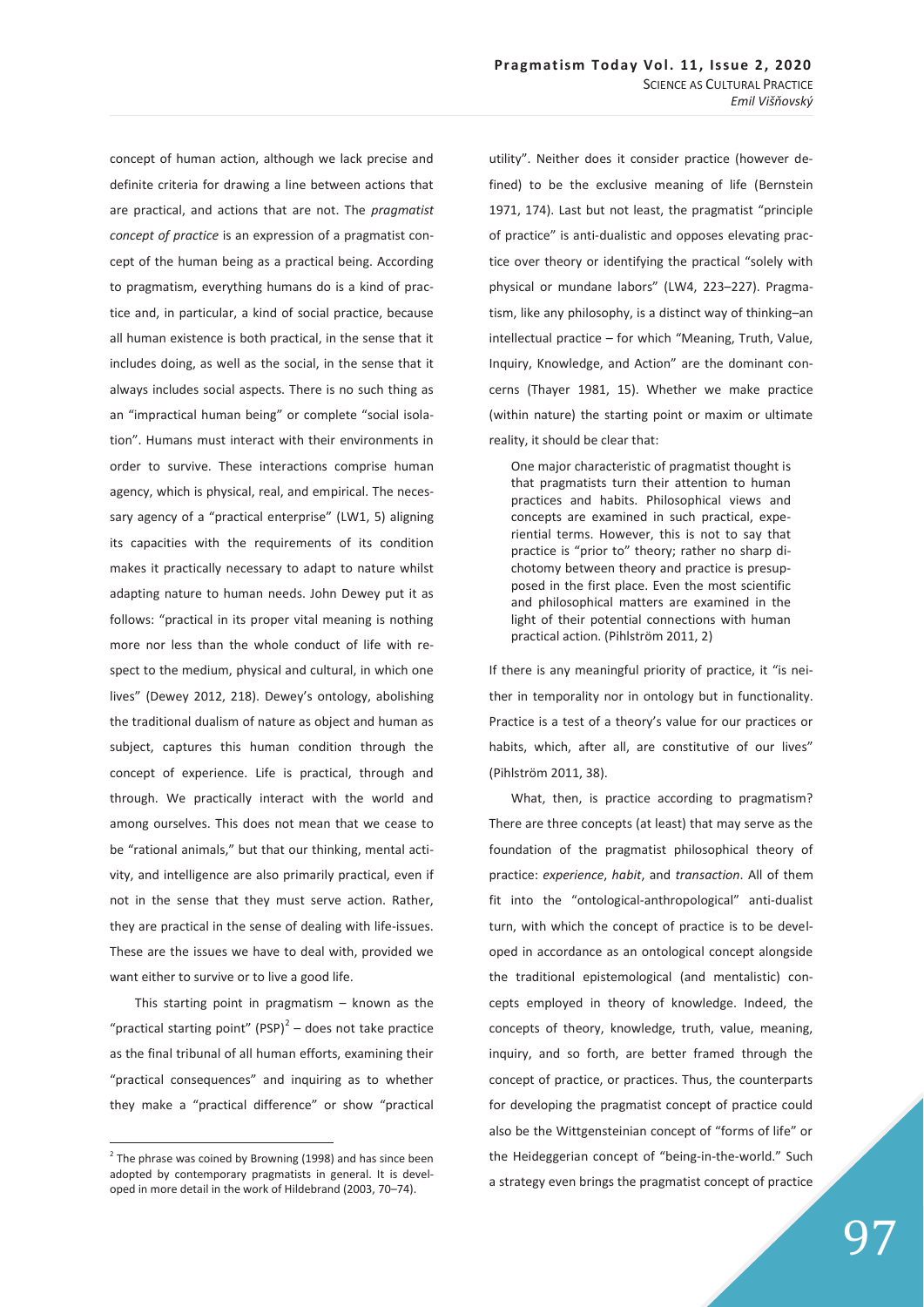concept of human action, although we lack precise and definite criteria for drawing a line between actions that are practical, and actions that are not. The *pragmatist concept of practice* is an expression of a pragmatist concept of the human being as a practical being. According to pragmatism, everything humans do is a kind of practice and, in particular, a kind of social practice, because all human existence is both practical, in the sense that it includes doing, as well as the social, in the sense that it always includes social aspects. There is no such thing as an "impractical human being" or complete "social isolation". Humans must interact with their environments in order to survive. These interactions comprise human agency, which is physical, real, and empirical. The necessary agency of a "practical enterprise" (LW1, 5) aligning its capacities with the requirements of its condition makes it practically necessary to adapt to nature whilst adapting nature to human needs. John Dewey put it as follows: "practical in its proper vital meaning is nothing more nor less than the whole conduct of life with respect to the medium, physical and cultural, in which one lives" (Dewey 2012, 218). Dewey's ontology, abolishing the traditional dualism of nature as object and human as subject, captures this human condition through the concept of experience. Life is practical, through and through. We practically interact with the world and among ourselves. This does not mean that we cease to be "rational animals," but that our thinking, mental activity, and intelligence are also primarily practical, even if not in the sense that they must serve action. Rather, they are practical in the sense of dealing with life-issues. These are the issues we have to deal with, provided we want either to survive or to live a good life.

This starting point in pragmatism – known as the "practical starting point" (PSP)[2] – does not take practice as the final tribunal of all human efforts, examining their "practical consequences" and inquiring as to whether they make a "practical difference" or show "practical utility". Neither does it consider practice (however defined) to be the exclusive meaning of life (Bernstein 1971, 174). Last but not least, the pragmatist "principle of practice" is anti-dualistic and opposes elevating practice over theory or identifying the practical "solely with physical or mundane labors" (LW4, 223–227). Pragmatism, like any philosophy, is a distinct way of thinking–an intellectual practice – for which "Meaning, Truth, Value, Inquiry, Knowledge, and Action" are the dominant concerns (Thayer 1981, 15). Whether we make practice (within nature) the starting point or maxim or ultimate reality, it should be clear that:

> One major characteristic of pragmatist thought is that pragmatists turn their attention to human practices and habits. Philosophical views and concepts are examined in such practical, experiential terms. However, this is not to say that practice is "prior to" theory; rather no sharp dichotomy between theory and practice is presupposed in the first place. Even the most scientific and philosophical matters are examined in the light of their potential connections with human practical action. (Pihlström 2011, 2)

If there is any meaningful priority of practice, it "is neither in temporality nor in ontology but in functionality. Practice is a test of a theory's value for our practices or habits, which, after all, are constitutive of our lives" (Pihlström 2011, 38).

What, then, is practice according to pragmatism? There are three concepts (at least) that may serve as the foundation of the pragmatist philosophical theory of practice: *experience*, *habit*, and *transaction*. All of them fit into the "ontological-anthropological" anti-dualist turn, with which the concept of practice is to be developed in accordance as an ontological concept alongside the traditional epistemological (and mentalistic) concepts employed in theory of knowledge. Indeed, the concepts of theory, knowledge, truth, value, meaning, inquiry, and so forth, are better framed through the concept of practice, or practices. Thus, the counterparts for developing the pragmatist concept of practice could also be the Wittgensteinian concept of "forms of life" or the Heideggerian concept of "being-in-the-world." Such a strategy even brings the pragmatist concept of practice

[2] The phrase was coined by Browning (1998) and has since been adopted by contemporary pragmatists in general. It is developed in more detail in the work of Hildebrand (2003, 70–74).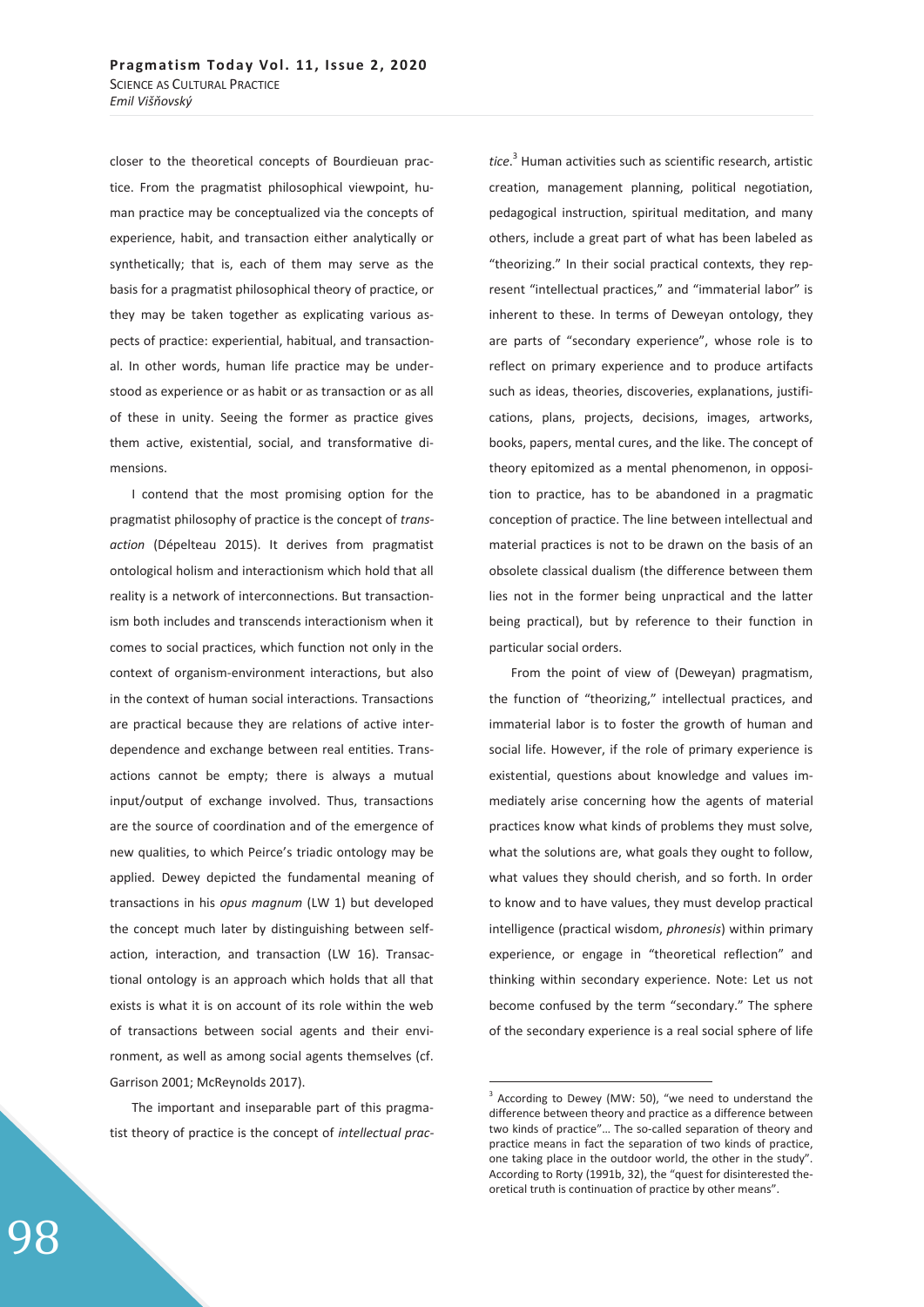closer to the theoretical concepts of Bourdieuan practice. From the pragmatist philosophical viewpoint, human practice may be conceptualized via the concepts of experience, habit, and transaction either analytically or synthetically; that is, each of them may serve as the basis for a pragmatist philosophical theory of practice, or they may be taken together as explicating various aspects of practice: experiential, habitual, and transactional. In other words, human life practice may be understood as experience or as habit or as transaction or as all of these in unity. Seeing the former as practice gives them active, existential, social, and transformative dimensions.

I contend that the most promising option for the pragmatist philosophy of practice is the concept of *transaction* (Dépelteau 2015). It derives from pragmatist ontological holism and interactionism which hold that all reality is a network of interconnections. But transactionism both includes and transcends interactionism when it comes to social practices, which function not only in the context of organism-environment interactions, but also in the context of human social interactions. Transactions are practical because they are relations of active interdependence and exchange between real entities. Transactions cannot be empty; there is always a mutual input/output of exchange involved. Thus, transactions are the source of coordination and of the emergence of new qualities, to which Peirce's triadic ontology may be applied. Dewey depicted the fundamental meaning of transactions in his *opus magnum* (LW 1) but developed the concept much later by distinguishing between self-action, interaction, and transaction (LW 16). Transactional ontology is an approach which holds that all that exists is what it is on account of its role within the web of transactions between social agents and their environment, as well as among social agents themselves (cf. Garrison 2001; McReynolds 2017).

The important and inseparable part of this pragmatist theory of practice is the concept of *intellectual practice*.[3] Human activities such as scientific research, artistic creation, management planning, political negotiation, pedagogical instruction, spiritual meditation, and many others, include a great part of what has been labeled as "theorizing." In their social practical contexts, they represent "intellectual practices," and "immaterial labor" is inherent to these. In terms of Deweyan ontology, they are parts of "secondary experience", whose role is to reflect on primary experience and to produce artifacts such as ideas, theories, discoveries, explanations, justifications, plans, projects, decisions, images, artworks, books, papers, mental cures, and the like. The concept of theory epitomized as a mental phenomenon, in opposition to practice, has to be abandoned in a pragmatic conception of practice. The line between intellectual and material practices is not to be drawn on the basis of an obsolete classical dualism (the difference between them lies not in the former being unpractical and the latter being practical), but by reference to their function in particular social orders.

From the point of view of (Deweyan) pragmatism, the function of "theorizing," intellectual practices, and immaterial labor is to foster the growth of human and social life. However, if the role of primary experience is existential, questions about knowledge and values immediately arise concerning how the agents of material practices know what kinds of problems they must solve, what the solutions are, what goals they ought to follow, what values they should cherish, and so forth. In order to know and to have values, they must develop practical intelligence (practical wisdom, *phronesis*) within primary experience, or engage in "theoretical reflection" and thinking within secondary experience. Note: Let us not become confused by the term "secondary." The sphere of the secondary experience is a real social sphere of life

[3] According to Dewey (MW: 50), "we need to understand the difference between theory and practice as a difference between two kinds of practice"… The so-called separation of theory and practice means in fact the separation of two kinds of practice, one taking place in the outdoor world, the other in the study". According to Rorty (1991b, 32), the "quest for disinterested theoretical truth is continuation of practice by other means".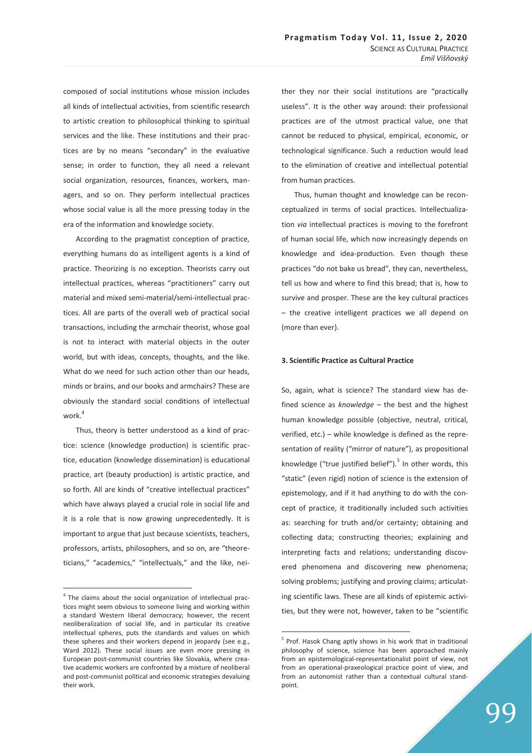composed of social institutions whose mission includes all kinds of intellectual activities, from scientific research to artistic creation to philosophical thinking to spiritual services and the like. These institutions and their practices are by no means "secondary" in the evaluative sense; in order to function, they all need a relevant social organization, resources, finances, workers, managers, and so on. They perform intellectual practices whose social value is all the more pressing today in the era of the information and knowledge society.

According to the pragmatist conception of practice, everything humans do as intelligent agents is a kind of practice. Theorizing is no exception. Theorists carry out intellectual practices, whereas "practitioners" carry out material and mixed semi-material/semi-intellectual practices. All are parts of the overall web of practical social transactions, including the armchair theorist, whose goal is not to interact with material objects in the outer world, but with ideas, concepts, thoughts, and the like. What do we need for such action other than our heads, minds or brains, and our books and armchairs? These are obviously the standard social conditions of intellectual work.[4]

Thus, theory is better understood as a kind of practice: science (knowledge production) is scientific practice, education (knowledge dissemination) is educational practice, art (beauty production) is artistic practice, and so forth. All are kinds of "creative intellectual practices" which have always played a crucial role in social life and it is a role that is now growing unprecedentedly. It is important to argue that just because scientists, teachers, professors, artists, philosophers, and so on, are "theoreticians," "academics," "intellectuals," and the like, neither they nor their social institutions are "practically useless". It is the other way around: their professional practices are of the utmost practical value, one that cannot be reduced to physical, empirical, economic, or technological significance. Such a reduction would lead to the elimination of creative and intellectual potential from human practices.

Thus, human thought and knowledge can be reconceptualized in terms of social practices. Intellectualization *via* intellectual practices is moving to the forefront of human social life, which now increasingly depends on knowledge and idea-production. Even though these practices "do not bake us bread", they can, nevertheless, tell us how and where to find this bread; that is, how to survive and prosper. These are the key cultural practices – the creative intelligent practices we all depend on (more than ever).

### 3. Scientific Practice as Cultural Practice

So, again, what is science? The standard view has defined science as *knowledge* – the best and the highest human knowledge possible (objective, neutral, critical, verified, etc.) – while knowledge is defined as the representation of reality ("mirror of nature"), as propositional knowledge ("true justified belief").[5] In other words, this "static" (even rigid) notion of science is the extension of epistemology, and if it had anything to do with the concept of practice, it traditionally included such activities as: searching for truth and/or certainty; obtaining and collecting data; constructing theories; explaining and interpreting facts and relations; understanding discovered phenomena and discovering new phenomena; solving problems; justifying and proving claims; articulating scientific laws. These are all kinds of epistemic activities, but they were not, however, taken to be "scientific

---

[4] The claims about the social organization of intellectual practices might seem obvious to someone living and working within a standard Western liberal democracy; however, the recent neoliberalization of social life, and in particular its creative intellectual spheres, puts the standards and values on which these spheres and their workers depend in jeopardy (see e.g., Ward 2012). These social issues are even more pressing in European post-communist countries like Slovakia, where creative academic workers are confronted by a mixture of neoliberal and post-communist political and economic strategies devaluing their work.

[5] Prof. Hasok Chang aptly shows in his work that in traditional philosophy of science, science has been approached mainly from an epistemological-representationalist point of view, not from an operational-praxeological practice point of view, and from an autonomist rather than a contextual cultural standpoint.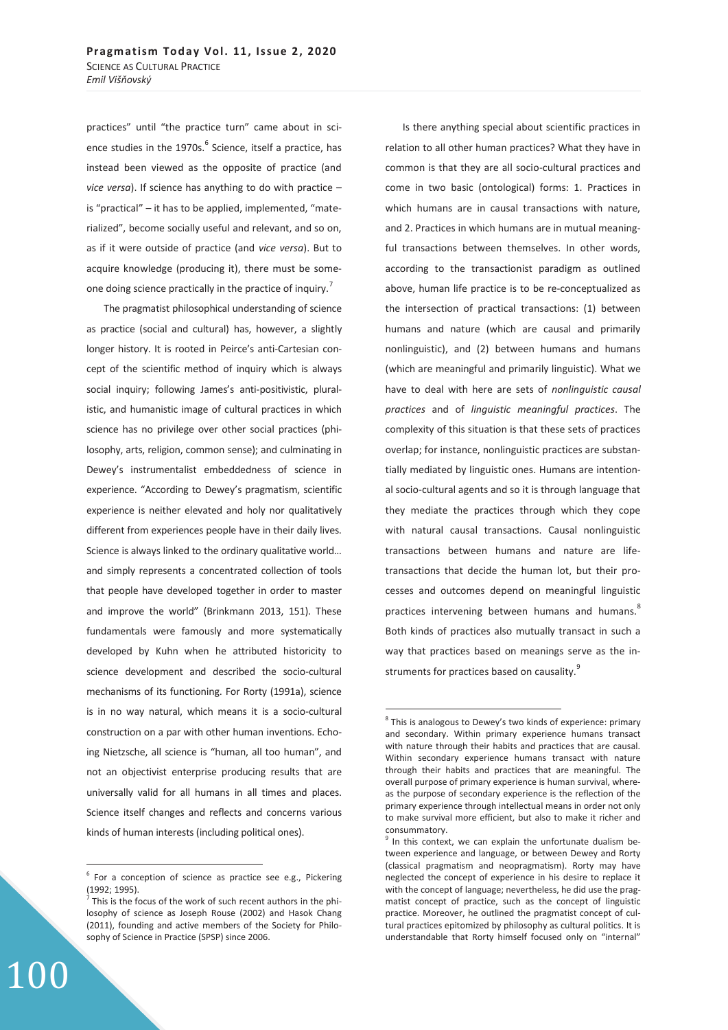practices" until "the practice turn" came about in science studies in the 1970s.[6] Science, itself a practice, has instead been viewed as the opposite of practice (and *vice versa*). If science has anything to do with practice – is "practical" – it has to be applied, implemented, "materialized", become socially useful and relevant, and so on, as if it were outside of practice (and *vice versa*). But to acquire knowledge (producing it), there must be someone doing science practically in the practice of inquiry.[7]

The pragmatist philosophical understanding of science as practice (social and cultural) has, however, a slightly longer history. It is rooted in Peirce's anti-Cartesian concept of the scientific method of inquiry which is always social inquiry; following James's anti-positivistic, pluralistic, and humanistic image of cultural practices in which science has no privilege over other social practices (philosophy, arts, religion, common sense); and culminating in Dewey's instrumentalist embeddedness of science in experience. "According to Dewey's pragmatism, scientific experience is neither elevated and holy nor qualitatively different from experiences people have in their daily lives. Science is always linked to the ordinary qualitative world… and simply represents a concentrated collection of tools that people have developed together in order to master and improve the world" (Brinkmann 2013, 151). These fundamentals were famously and more systematically developed by Kuhn when he attributed historicity to science development and described the socio-cultural mechanisms of its functioning. For Rorty (1991a), science is in no way natural, which means it is a socio-cultural construction on a par with other human inventions. Echoing Nietzsche, all science is "human, all too human", and not an objectivist enterprise producing results that are universally valid for all humans in all times and places. Science itself changes and reflects and concerns various kinds of human interests (including political ones).

Is there anything special about scientific practices in relation to all other human practices? What they have in common is that they are all socio-cultural practices and come in two basic (ontological) forms: 1. Practices in which humans are in causal transactions with nature, and 2. Practices in which humans are in mutual meaningful transactions between themselves. In other words, according to the transactionist paradigm as outlined above, human life practice is to be re-conceptualized as the intersection of practical transactions: (1) between humans and nature (which are causal and primarily nonlinguistic), and (2) between humans and humans (which are meaningful and primarily linguistic). What we have to deal with here are sets of *nonlinguistic causal practices* and of *linguistic meaningful practices*. The complexity of this situation is that these sets of practices overlap; for instance, nonlinguistic practices are substantially mediated by linguistic ones. Humans are intentional socio-cultural agents and so it is through language that they mediate the practices through which they cope with natural causal transactions. Causal nonlinguistic transactions between humans and nature are life-transactions that decide the human lot, but their processes and outcomes depend on meaningful linguistic practices intervening between humans and humans.[8] Both kinds of practices also mutually transact in such a way that practices based on meanings serve as the instruments for practices based on causality.[9]

---

[6] For a conception of science as practice see e.g., Pickering (1992; 1995).

[7] This is the focus of the work of such recent authors in the philosophy of science as Joseph Rouse (2002) and Hasok Chang (2011), founding and active members of the Society for Philosophy of Science in Practice (SPSP) since 2006.

[8] This is analogous to Dewey's two kinds of experience: primary and secondary. Within primary experience humans transact with nature through their habits and practices that are causal. Within secondary experience humans transact with nature through their habits and practices that are meaningful. The overall purpose of primary experience is human survival, whereas the purpose of secondary experience is the reflection of the primary experience through intellectual means in order not only to make survival more efficient, but also to make it richer and consummatory.

[9] In this context, we can explain the unfortunate dualism between experience and language, or between Dewey and Rorty (classical pragmatism and neopragmatism). Rorty may have neglected the concept of experience in his desire to replace it with the concept of language; nevertheless, he did use the pragmatist concept of practice, such as the concept of linguistic practice. Moreover, he outlined the pragmatist concept of cultural practices epitomized by philosophy as cultural politics. It is understandable that Rorty himself focused only on "internal"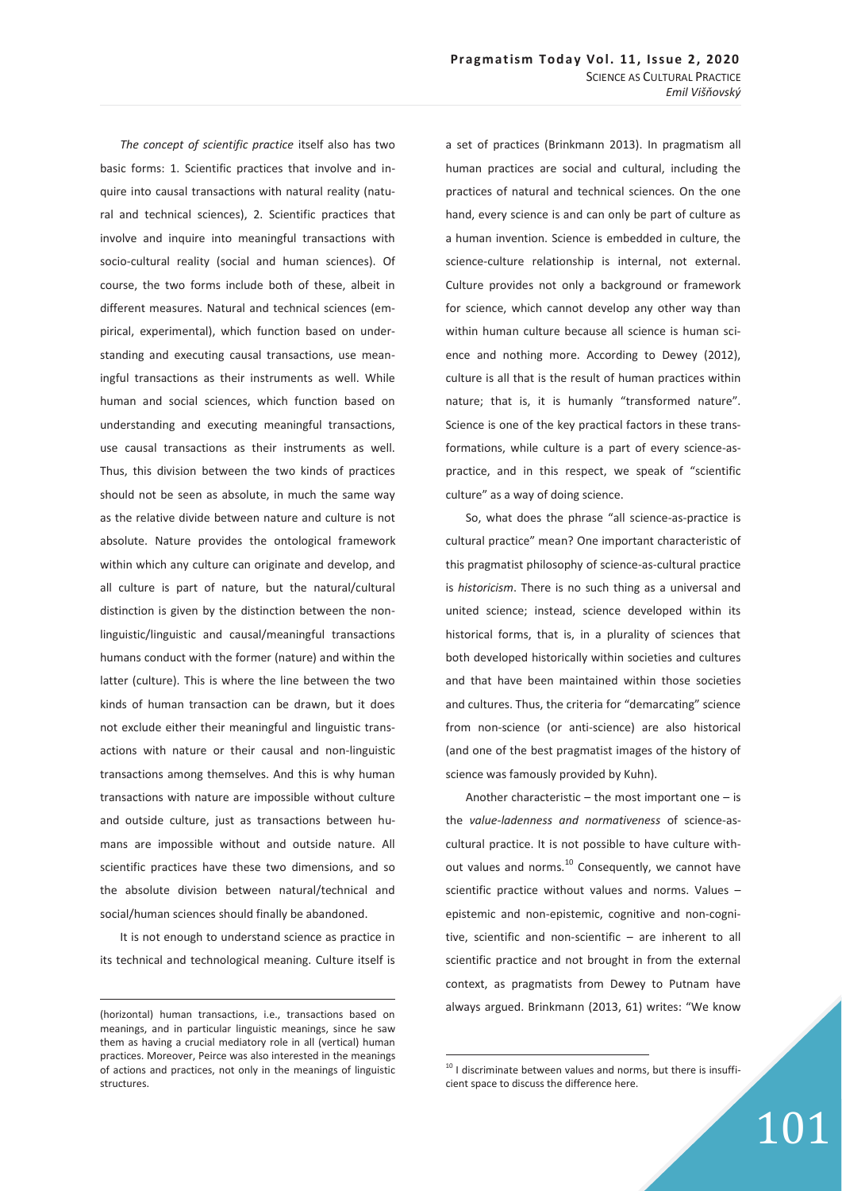*The concept of scientific practice* itself also has two basic forms: 1. Scientific practices that involve and inquire into causal transactions with natural reality (natural and technical sciences), 2. Scientific practices that involve and inquire into meaningful transactions with socio-cultural reality (social and human sciences). Of course, the two forms include both of these, albeit in different measures. Natural and technical sciences (empirical, experimental), which function based on understanding and executing causal transactions, use meaningful transactions as their instruments as well. While human and social sciences, which function based on understanding and executing meaningful transactions, use causal transactions as their instruments as well. Thus, this division between the two kinds of practices should not be seen as absolute, in much the same way as the relative divide between nature and culture is not absolute. Nature provides the ontological framework within which any culture can originate and develop, and all culture is part of nature, but the natural/cultural distinction is given by the distinction between the non-linguistic/linguistic and causal/meaningful transactions humans conduct with the former (nature) and within the latter (culture). This is where the line between the two kinds of human transaction can be drawn, but it does not exclude either their meaningful and linguistic transactions with nature or their causal and non-linguistic transactions among themselves. And this is why human transactions with nature are impossible without culture and outside culture, just as transactions between humans are impossible without and outside nature. All scientific practices have these two dimensions, and so the absolute division between natural/technical and social/human sciences should finally be abandoned.

It is not enough to understand science as practice in its technical and technological meaning. Culture itself is a set of practices (Brinkmann 2013). In pragmatism all human practices are social and cultural, including the practices of natural and technical sciences. On the one hand, every science is and can only be part of culture as a human invention. Science is embedded in culture, the science-culture relationship is internal, not external. Culture provides not only a background or framework for science, which cannot develop any other way than within human culture because all science is human science and nothing more. According to Dewey (2012), culture is all that is the result of human practices within nature; that is, it is humanly "transformed nature". Science is one of the key practical factors in these transformations, while culture is a part of every science-as-practice, and in this respect, we speak of "scientific culture" as a way of doing science.

So, what does the phrase "all science-as-practice is cultural practice" mean? One important characteristic of this pragmatist philosophy of science-as-cultural practice is *historicism*. There is no such thing as a universal and united science; instead, science developed within its historical forms, that is, in a plurality of sciences that both developed historically within societies and cultures and that have been maintained within those societies and cultures. Thus, the criteria for "demarcating" science from non-science (or anti-science) are also historical (and one of the best pragmatist images of the history of science was famously provided by Kuhn).

Another characteristic – the most important one – is the *value-ladenness and normativeness* of science-as-cultural practice. It is not possible to have culture without values and norms.[10] Consequently, we cannot have scientific practice without values and norms. Values – epistemic and non-epistemic, cognitive and non-cognitive, scientific and non-scientific – are inherent to all scientific practice and not brought in from the external context, as pragmatists from Dewey to Putnam have always argued. Brinkmann (2013, 61) writes: "We know

---

(horizontal) human transactions, i.e., transactions based on meanings, and in particular linguistic meanings, since he saw them as having a crucial mediatory role in all (vertical) human practices. Moreover, Peirce was also interested in the meanings of actions and practices, not only in the meanings of linguistic structures.

[10] I discriminate between values and norms, but there is insufficient space to discuss the difference here.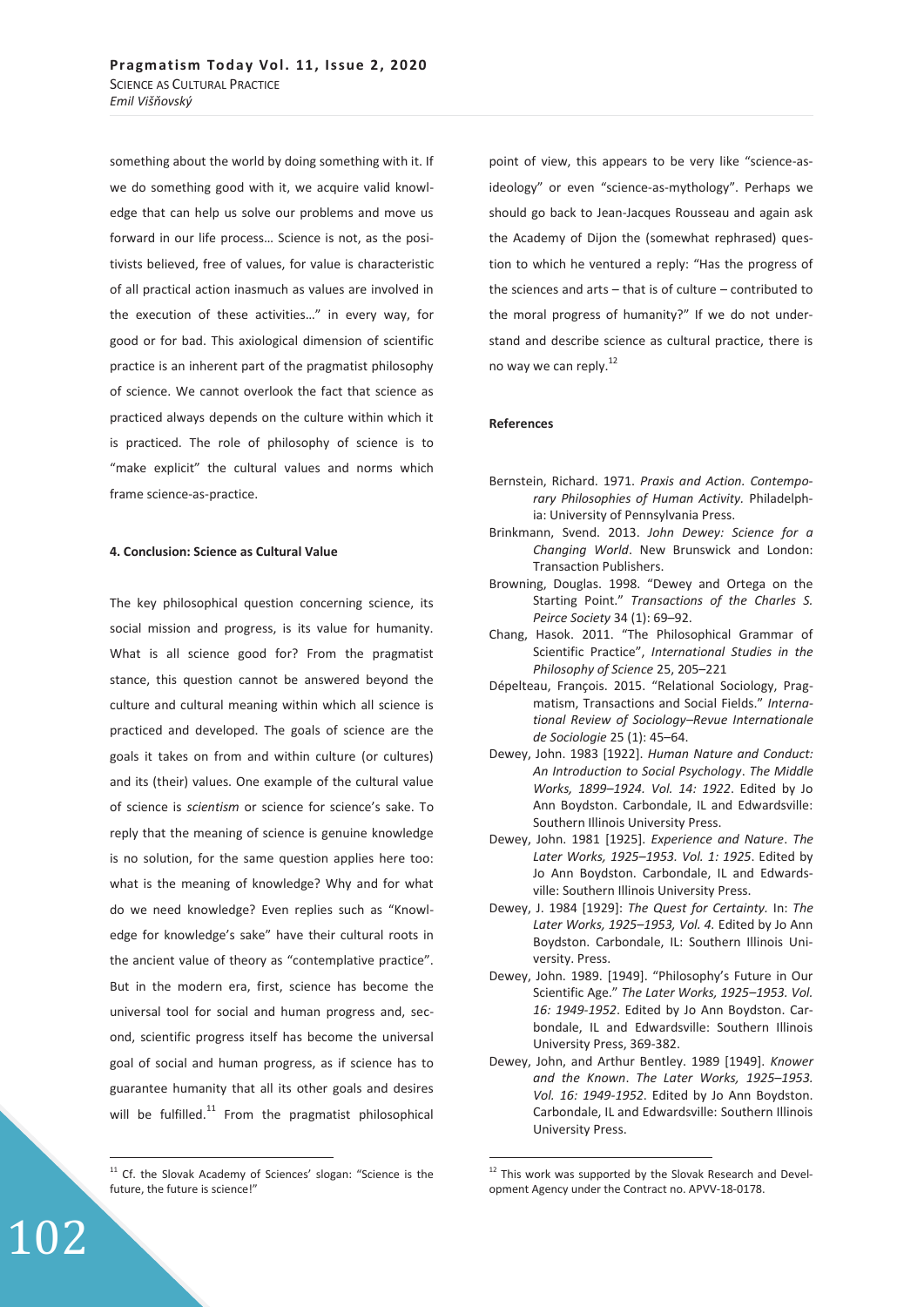something about the world by doing something with it. If we do something good with it, we acquire valid knowledge that can help us solve our problems and move us forward in our life process… Science is not, as the positivists believed, free of values, for value is characteristic of all practical action inasmuch as values are involved in the execution of these activities…" in every way, for good or for bad. This axiological dimension of scientific practice is an inherent part of the pragmatist philosophy of science. We cannot overlook the fact that science as practiced always depends on the culture within which it is practiced. The role of philosophy of science is to "make explicit" the cultural values and norms which frame science-as-practice.

#### 4. Conclusion: Science as Cultural Value

The key philosophical question concerning science, its social mission and progress, is its value for humanity. What is all science good for? From the pragmatist stance, this question cannot be answered beyond the culture and cultural meaning within which all science is practiced and developed. The goals of science are the goals it takes on from and within culture (or cultures) and its (their) values. One example of the cultural value of science is *scientism* or science for science's sake. To reply that the meaning of science is genuine knowledge is no solution, for the same question applies here too: what is the meaning of knowledge? Why and for what do we need knowledge? Even replies such as "Knowledge for knowledge's sake" have their cultural roots in the ancient value of theory as "contemplative practice". But in the modern era, first, science has become the universal tool for social and human progress and, second, scientific progress itself has become the universal goal of social and human progress, as if science has to guarantee humanity that all its other goals and desires will be fulfilled.[11] From the pragmatist philosophical point of view, this appears to be very like "science-as-ideology" or even "science-as-mythology". Perhaps we should go back to Jean-Jacques Rousseau and again ask the Academy of Dijon the (somewhat rephrased) question to which he ventured a reply: "Has the progress of the sciences and arts – that is of culture – contributed to the moral progress of humanity?" If we do not understand and describe science as cultural practice, there is no way we can reply.[12]

#### References

Bernstein, Richard. 1971. *Praxis and Action. Contemporary Philosophies of Human Activity.* Philadelphia: University of Pennsylvania Press.

Brinkmann, Svend. 2013. *John Dewey: Science for a Changing World*. New Brunswick and London: Transaction Publishers.

Browning, Douglas. 1998. "Dewey and Ortega on the Starting Point." *Transactions of the Charles S. Peirce Society* 34 (1): 69–92.

Chang, Hasok. 2011. "The Philosophical Grammar of Scientific Practice", *International Studies in the Philosophy of Science* 25, 205–221

Dépelteau, François. 2015. "Relational Sociology, Pragmatism, Transactions and Social Fields." *International Review of Sociology–Revue Internationale de Sociologie* 25 (1): 45–64.

Dewey, John. 1983 [1922]. *Human Nature and Conduct: An Introduction to Social Psychology*. *The Middle Works, 1899–1924. Vol. 14: 1922*. Edited by Jo Ann Boydston. Carbondale, IL and Edwardsville: Southern Illinois University Press.

Dewey, John. 1981 [1925]. *Experience and Nature*. *The Later Works, 1925–1953. Vol. 1: 1925*. Edited by Jo Ann Boydston. Carbondale, IL and Edwardsville: Southern Illinois University Press.

Dewey, J. 1984 [1929]: *The Quest for Certainty.* In: *The Later Works, 1925–1953, Vol. 4.* Edited by Jo Ann Boydston. Carbondale, IL: Southern Illinois University. Press.

Dewey, John. 1989. [1949]. "Philosophy's Future in Our Scientific Age." *The Later Works, 1925–1953. Vol. 16: 1949-1952*. Edited by Jo Ann Boydston. Carbondale, IL and Edwardsville: Southern Illinois University Press, 369-382.

Dewey, John, and Arthur Bentley. 1989 [1949]. *Knower and the Known*. *The Later Works, 1925–1953. Vol. 16: 1949-1952*. Edited by Jo Ann Boydston. Carbondale, IL and Edwardsville: Southern Illinois University Press.

[11] Cf. the Slovak Academy of Sciences' slogan: "Science is the future, the future is science!"

[12] This work was supported by the Slovak Research and Development Agency under the Contract no. APVV-18-0178.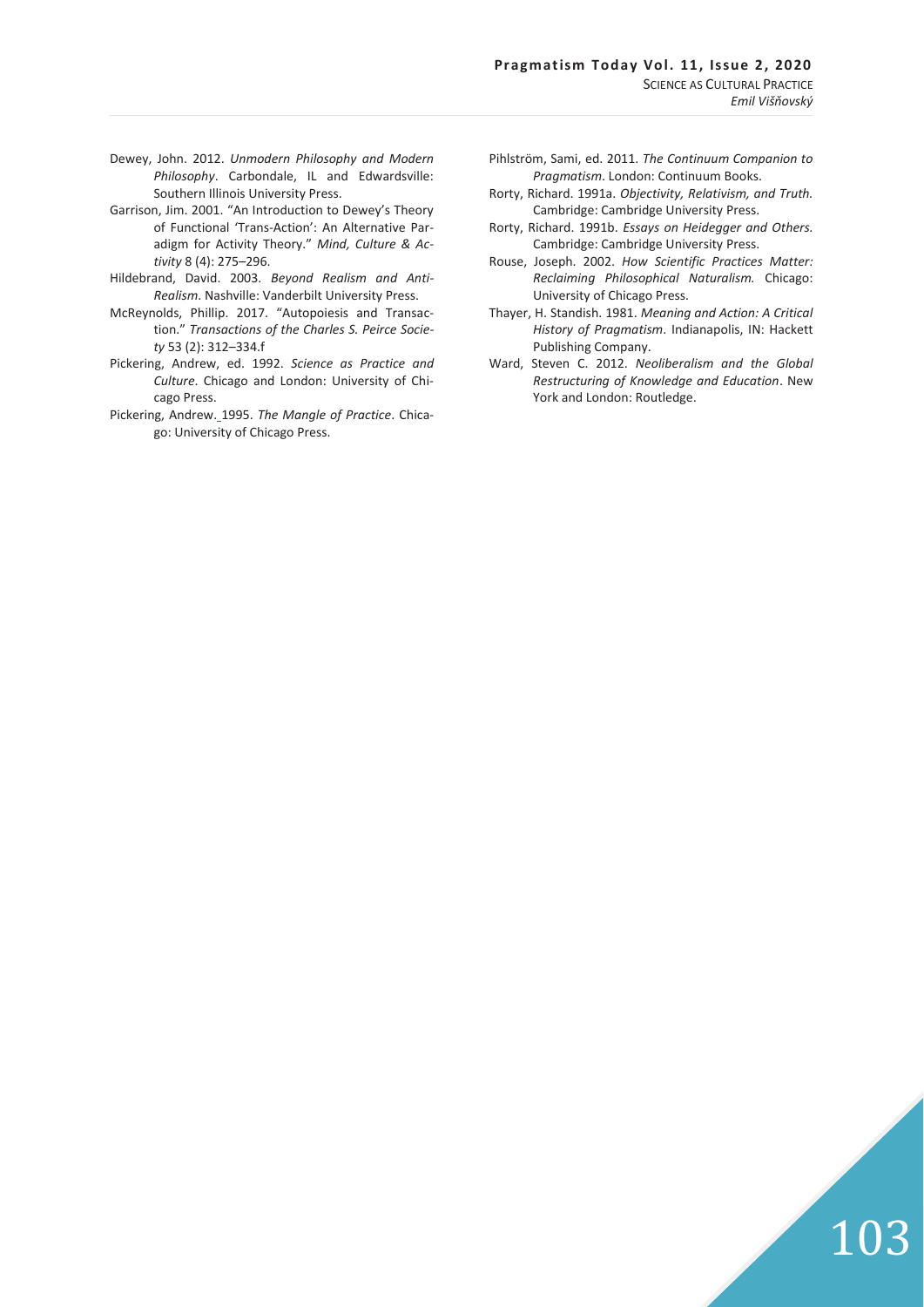Dewey, John. 2012. *Unmodern Philosophy and Modern Philosophy*. Carbondale, IL and Edwardsville: Southern Illinois University Press.

Garrison, Jim. 2001. "An Introduction to Dewey's Theory of Functional 'Trans-Action': An Alternative Paradigm for Activity Theory." *Mind, Culture & Activity* 8 (4): 275–296.

Hildebrand, David. 2003. *Beyond Realism and Anti-Realism*. Nashville: Vanderbilt University Press.

McReynolds, Phillip. 2017. "Autopoiesis and Transaction." *Transactions of the Charles S. Peirce Society* 53 (2): 312–334.f

Pickering, Andrew, ed. 1992. *Science as Practice and Culture*. Chicago and London: University of Chicago Press.

Pickering, Andrew. 1995. *The Mangle of Practice*. Chicago: University of Chicago Press.

Pihlström, Sami, ed. 2011. *The Continuum Companion to Pragmatism*. London: Continuum Books.

Rorty, Richard. 1991a. *Objectivity, Relativism, and Truth.* Cambridge: Cambridge University Press.

Rorty, Richard. 1991b. *Essays on Heidegger and Others.* Cambridge: Cambridge University Press.

Rouse, Joseph. 2002. *How Scientific Practices Matter: Reclaiming Philosophical Naturalism.* Chicago: University of Chicago Press.

Thayer, H. Standish. 1981. *Meaning and Action: A Critical History of Pragmatism*. Indianapolis, IN: Hackett Publishing Company.

Ward, Steven C. 2012. *Neoliberalism and the Global Restructuring of Knowledge and Education*. New York and London: Routledge.